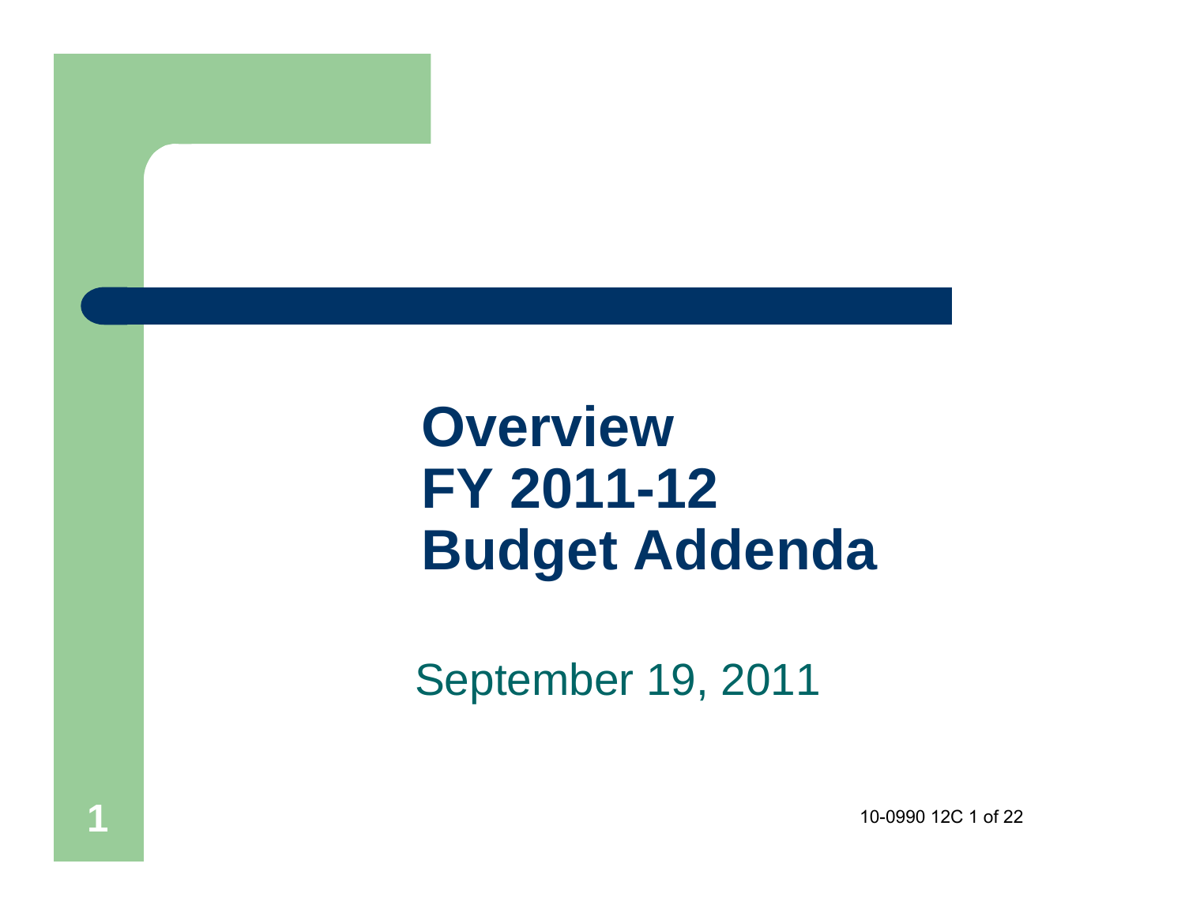# Overview
# FY 2011-12
# Budget Addenda

September 19, 2011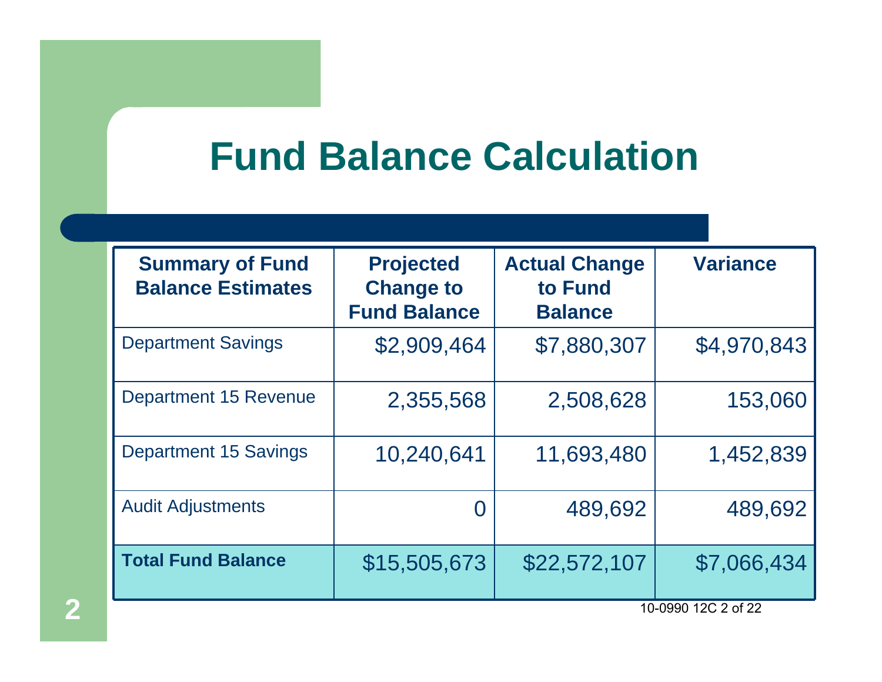# Fund Balance Calculation

| Summary of Fund Balance Estimates | Projected Change to Fund Balance | Actual Change to Fund Balance | Variance |
|---|---|---|---|
| Department Savings | $2,909,464 | $7,880,307 | $4,970,843 |
| Department 15 Revenue | 2,355,568 | 2,508,628 | 153,060 |
| Department 15 Savings | 10,240,641 | 11,693,480 | 1,452,839 |
| Audit Adjustments | 0 | 489,692 | 489,692 |
| **Total Fund Balance** | $15,505,673 | $22,572,107 | $7,066,434 |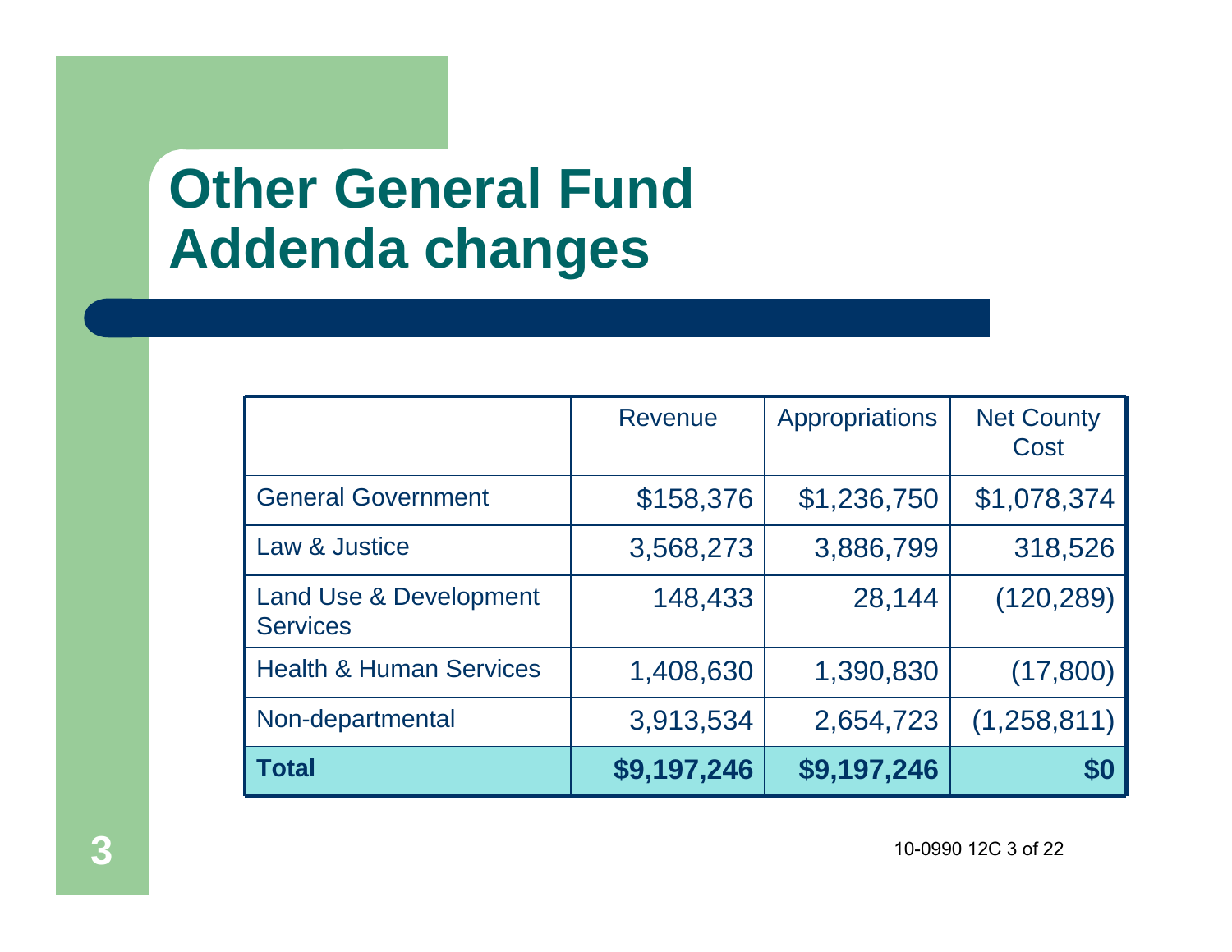# Other General Fund Addenda changes

| | Revenue | Appropriations | Net County Cost |
|---|---|---|---|
| General Government | $158,376 | $1,236,750 | $1,078,374 |
| Law & Justice | 3,568,273 | 3,886,799 | 318,526 |
| Land Use & Development Services | 148,433 | 28,144 | (120,289) |
| Health & Human Services | 1,408,630 | 1,390,830 | (17,800) |
| Non-departmental | 3,913,534 | 2,654,723 | (1,258,811) |
| **Total** | **$9,197,246** | **$9,197,246** | **$0** |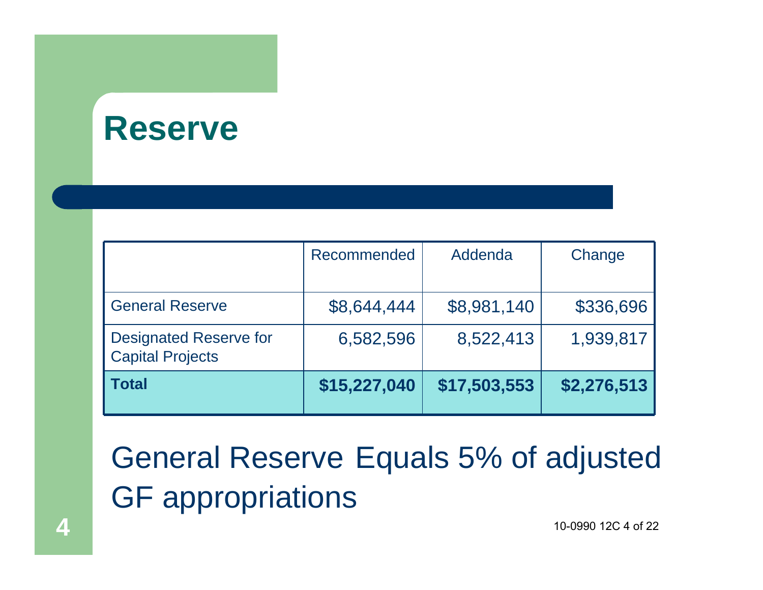# Reserve

| | Recommended | Addenda | Change |
|---|---|---|---|
| General Reserve | $8,644,444 | $8,981,140 | $336,696 |
| Designated Reserve for Capital Projects | 6,582,596 | 8,522,413 | 1,939,817 |
| **Total** | **$15,227,040** | **$17,503,553** | **$2,276,513** |

General Reserve Equals 5% of adjusted GF appropriations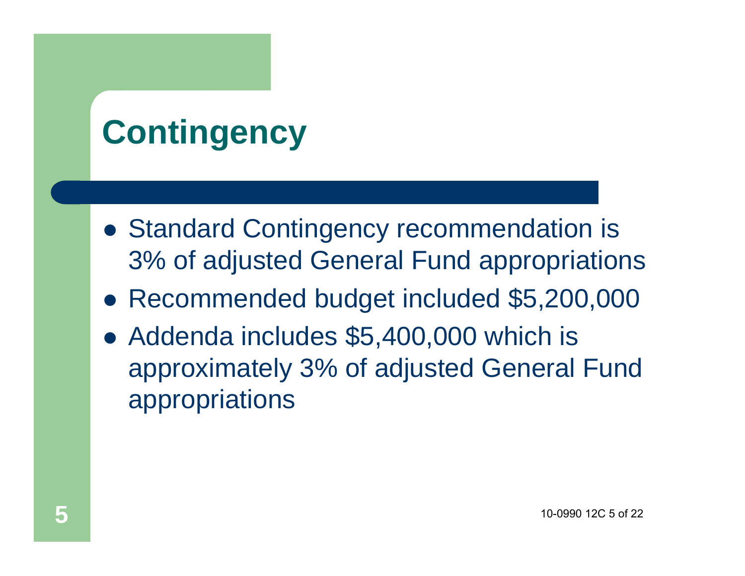# Contingency

- Standard Contingency recommendation is 3% of adjusted General Fund appropriations
- Recommended budget included $5,200,000
- Addenda includes $5,400,000 which is approximately 3% of adjusted General Fund appropriations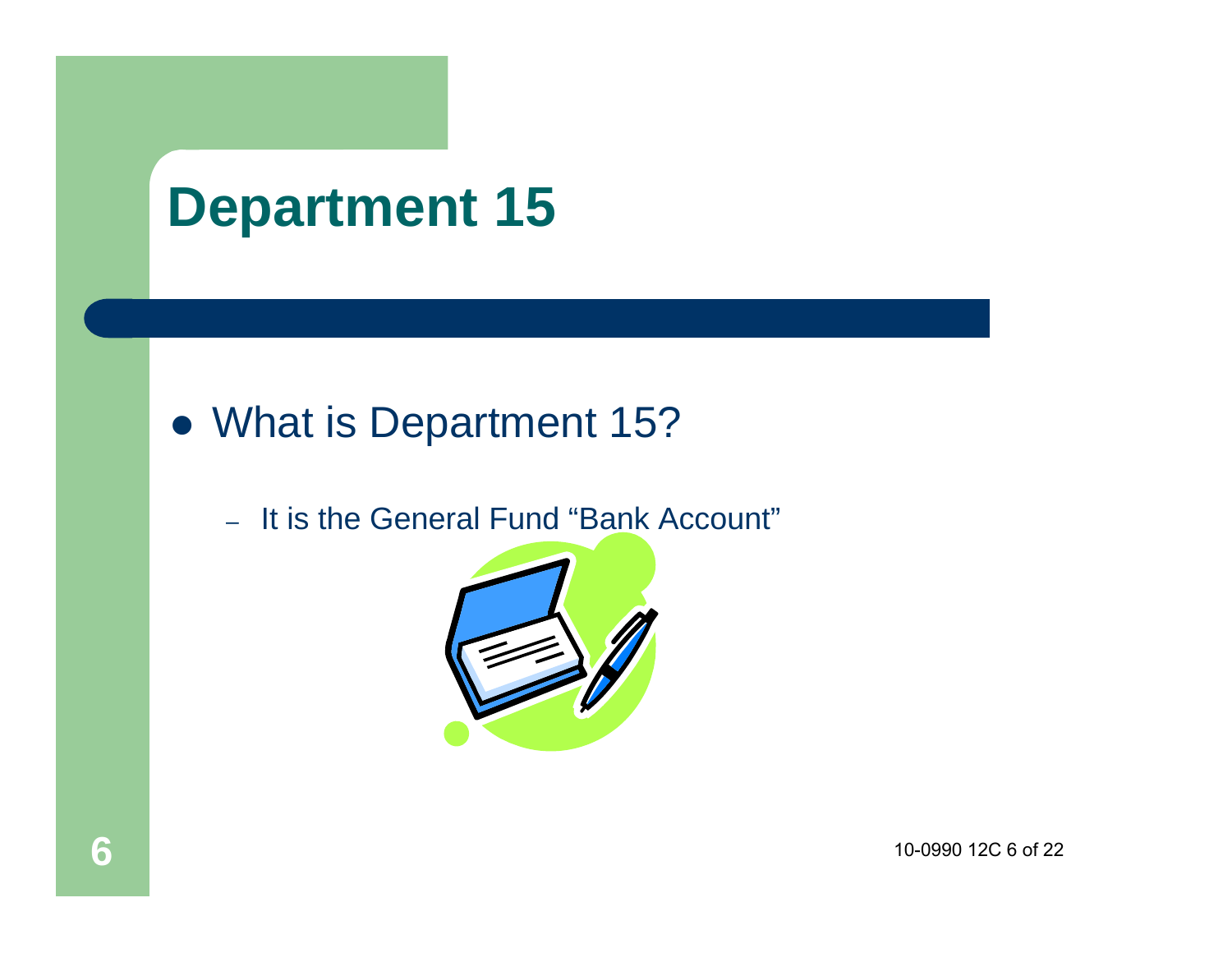# Department 15

- What is Department 15?
  - It is the General Fund "Bank Account"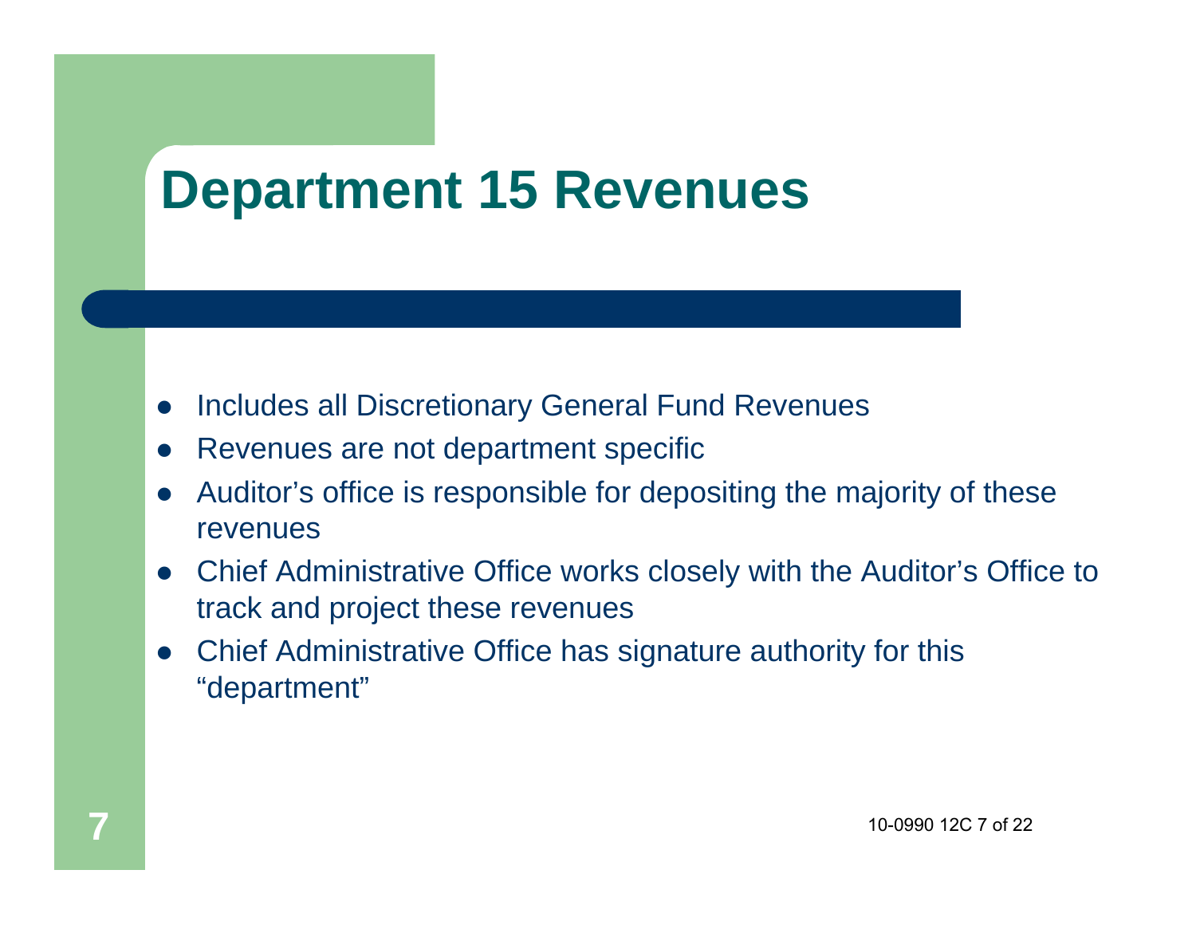# Department 15 Revenues

- Includes all Discretionary General Fund Revenues
- Revenues are not department specific
- Auditor's office is responsible for depositing the majority of these revenues
- Chief Administrative Office works closely with the Auditor's Office to track and project these revenues
- Chief Administrative Office has signature authority for this "department"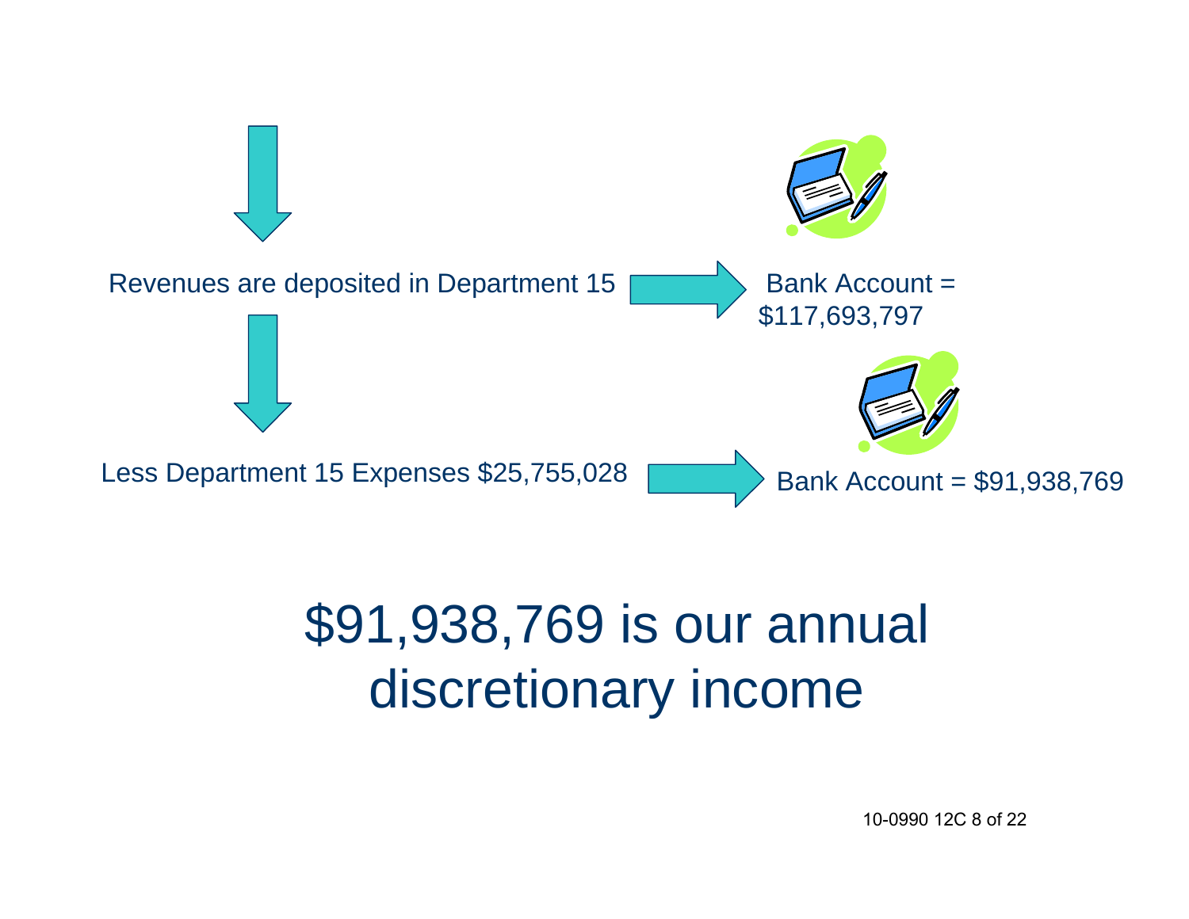Revenues are deposited in Department 15 → Bank Account = $117,693,797

Less Department 15 Expenses $25,755,028 → Bank Account = $91,938,769

# $91,938,769 is our annual discretionary income

10-0990 12C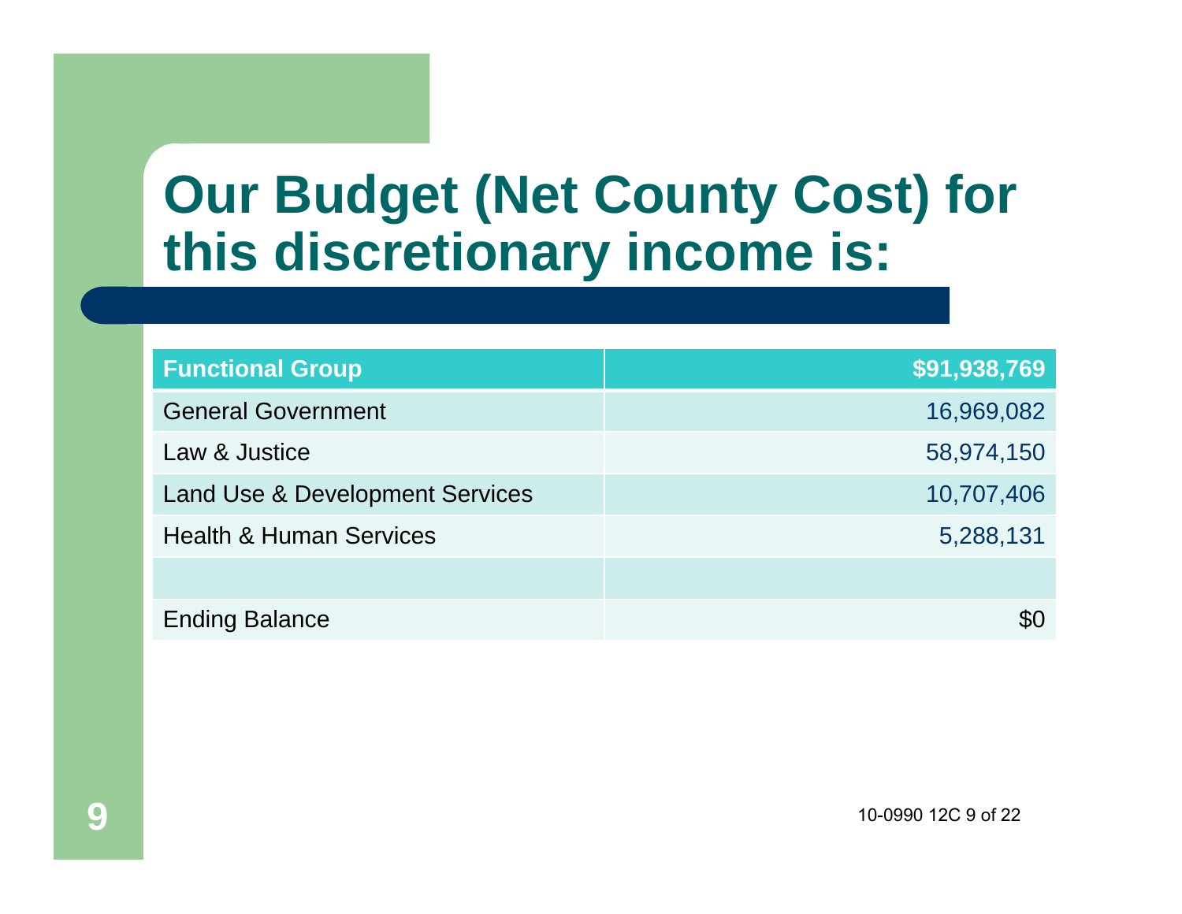# Our Budget (Net County Cost) for this discretionary income is:

| Functional Group | $91,938,769 |
|---|---:|
| General Government | 16,969,082 |
| Law & Justice | 58,974,150 |
| Land Use & Development Services | 10,707,406 |
| Health & Human Services | 5,288,131 |
| | |
| Ending Balance | $0 |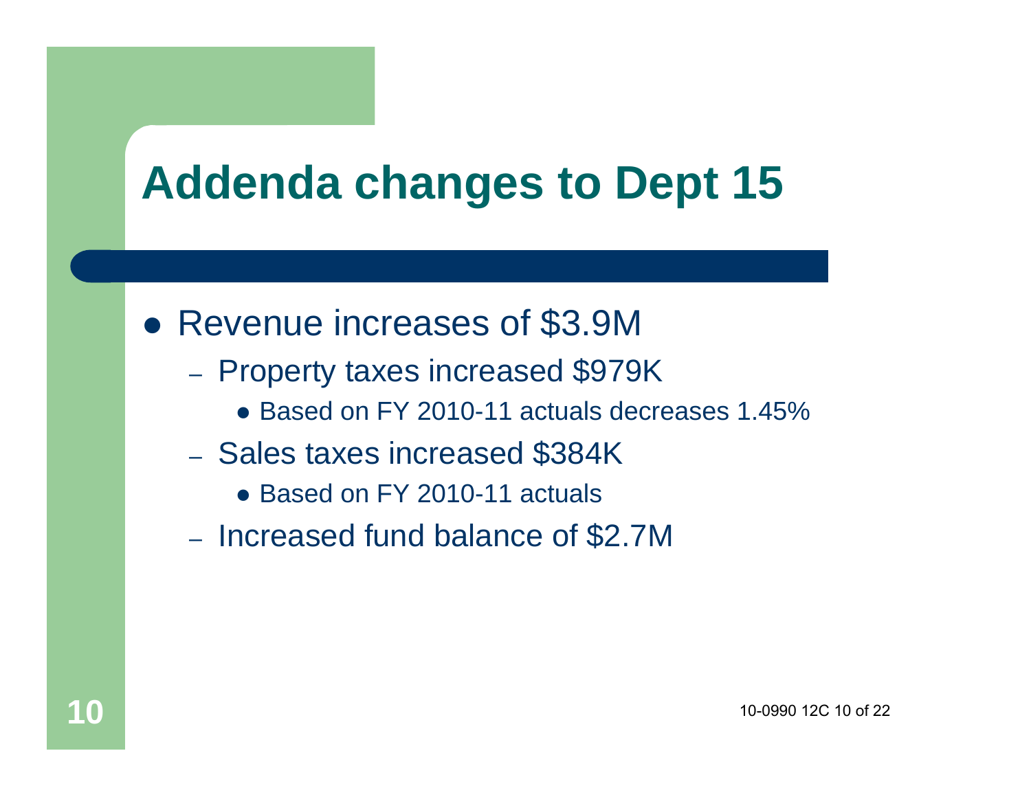# Addenda changes to Dept 15

- Revenue increases of $3.9M
  - Property taxes increased $979K
    - Based on FY 2010-11 actuals decreases 1.45%
  - Sales taxes increased $384K
    - Based on FY 2010-11 actuals
  - Increased fund balance of $2.7M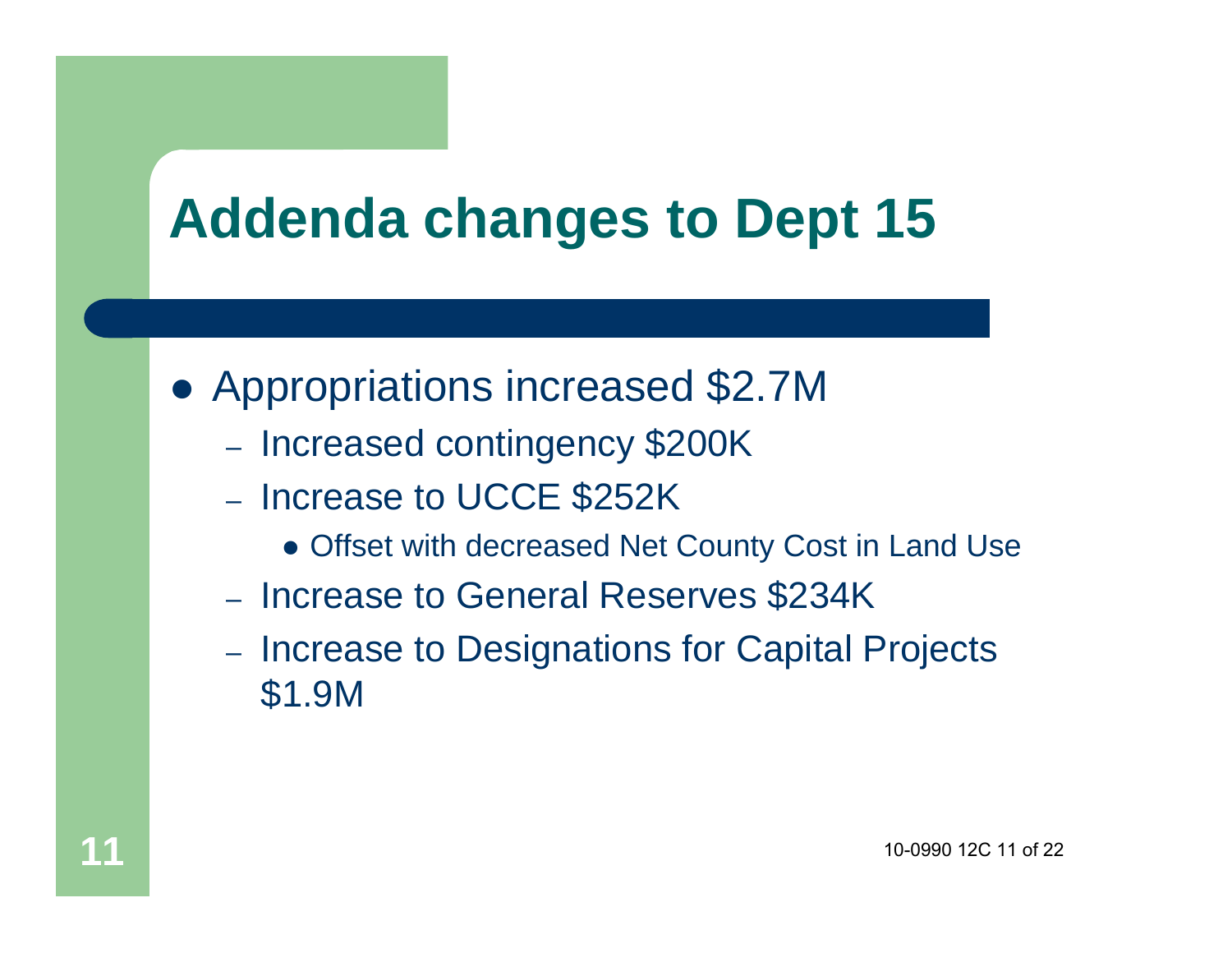# Addenda changes to Dept 15

- Appropriations increased $2.7M
  - Increased contingency $200K
  - Increase to UCCE $252K
    - Offset with decreased Net County Cost in Land Use
  - Increase to General Reserves $234K
  - Increase to Designations for Capital Projects $1.9M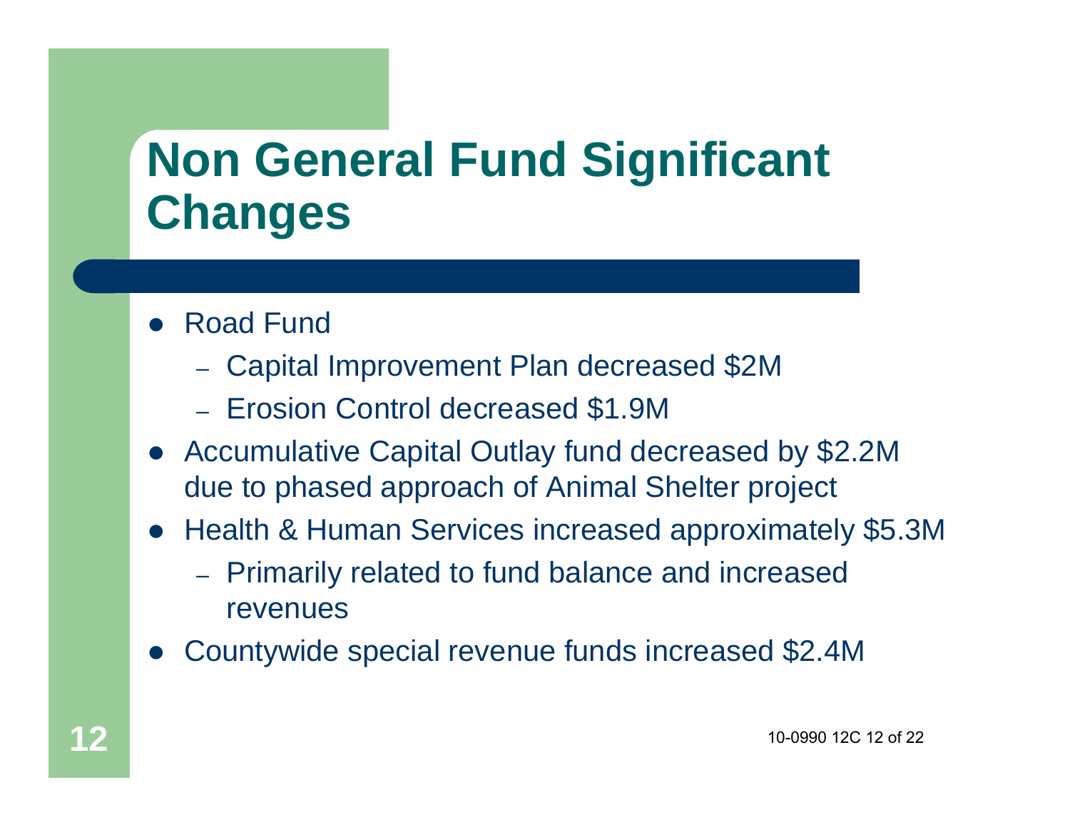# Non General Fund Significant Changes

- Road Fund
  - Capital Improvement Plan decreased $2M
  - Erosion Control decreased $1.9M
- Accumulative Capital Outlay fund decreased by $2.2M due to phased approach of Animal Shelter project
- Health & Human Services increased approximately $5.3M
  - Primarily related to fund balance and increased revenues
- Countywide special revenue funds increased $2.4M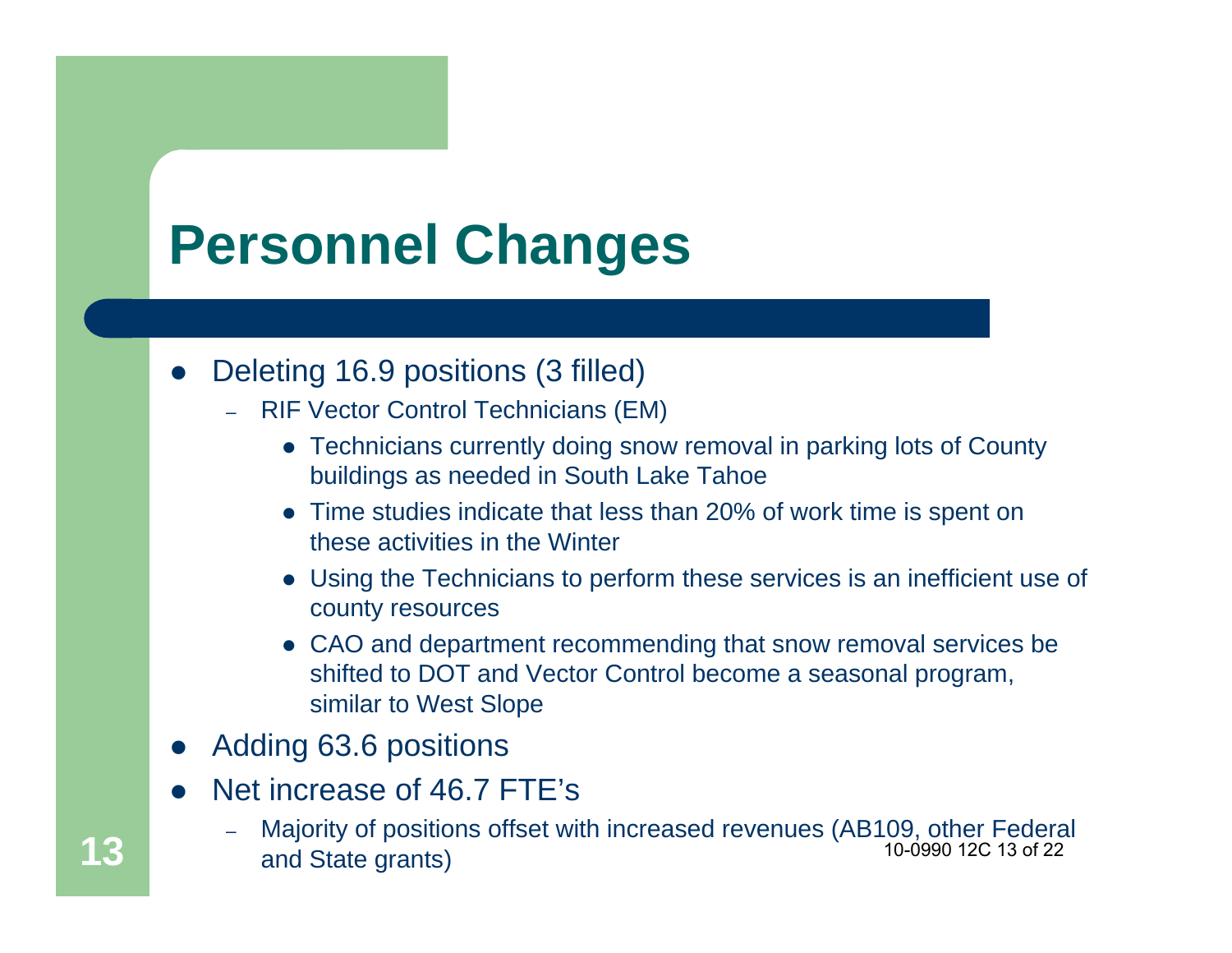# Personnel Changes

- Deleting 16.9 positions (3 filled)
  - RIF Vector Control Technicians (EM)
    - Technicians currently doing snow removal in parking lots of County buildings as needed in South Lake Tahoe
    - Time studies indicate that less than 20% of work time is spent on these activities in the Winter
    - Using the Technicians to perform these services is an inefficient use of county resources
    - CAO and department recommending that snow removal services be shifted to DOT and Vector Control become a seasonal program, similar to West Slope
- Adding 63.6 positions
- Net increase of 46.7 FTE's
  - Majority of positions offset with increased revenues (AB109, other Federal and State grants)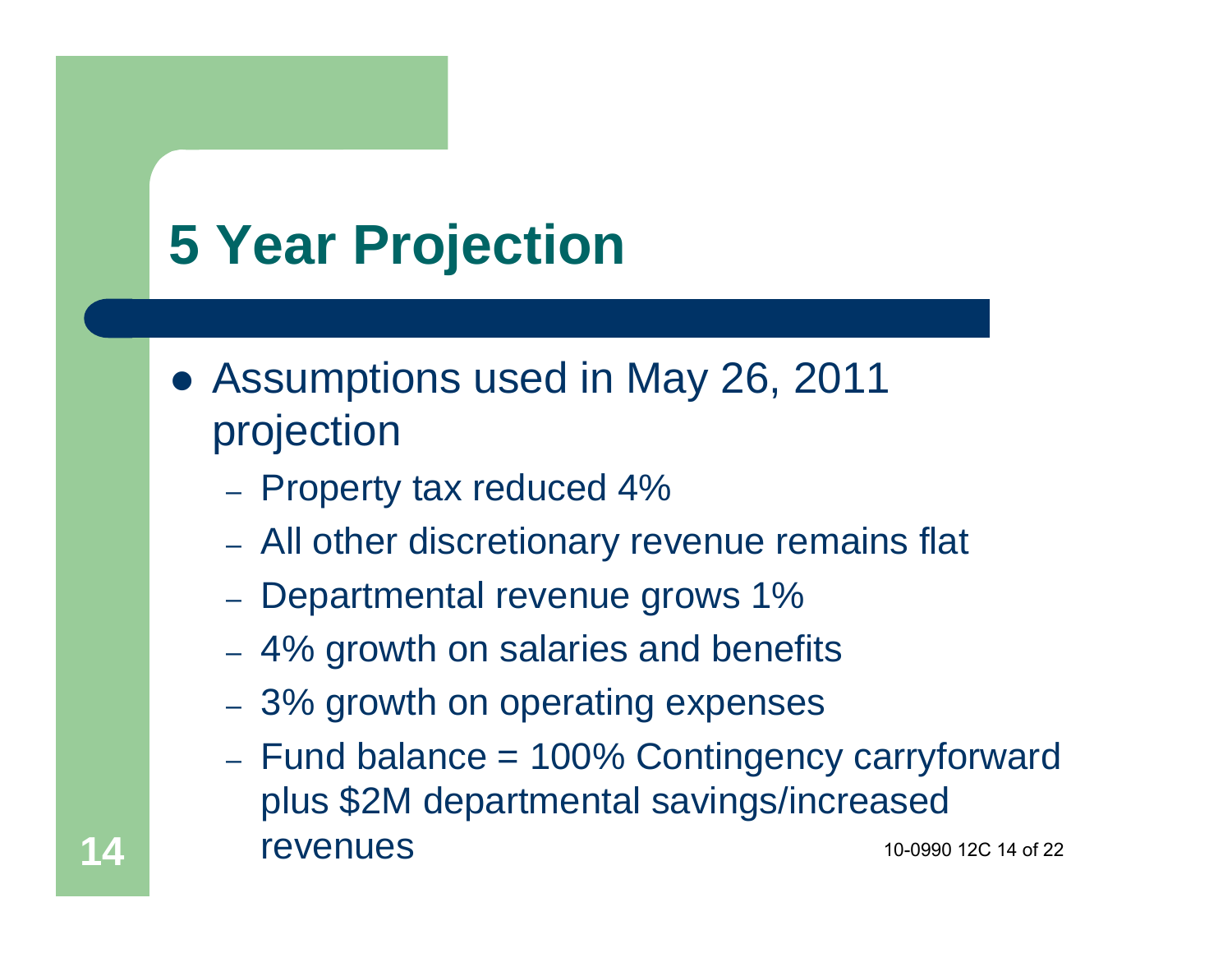# 5 Year Projection

- Assumptions used in May 26, 2011 projection
  - Property tax reduced 4%
  - All other discretionary revenue remains flat
  - Departmental revenue grows 1%
  - 4% growth on salaries and benefits
  - 3% growth on operating expenses
  - Fund balance = 100% Contingency carryforward plus $2M departmental savings/increased revenues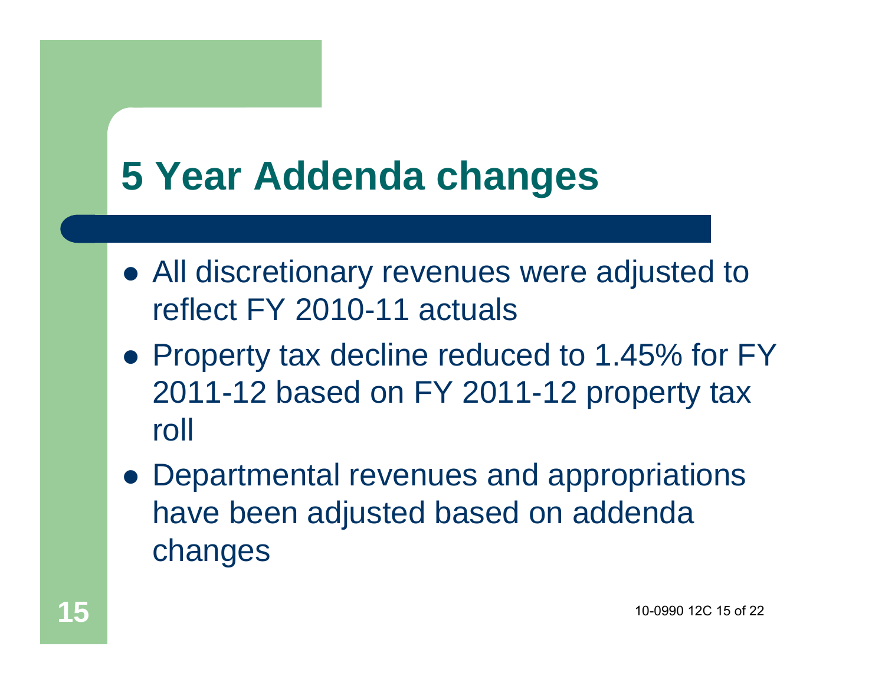# 5 Year Addenda changes

- All discretionary revenues were adjusted to reflect FY 2010-11 actuals
- Property tax decline reduced to 1.45% for FY 2011-12 based on FY 2011-12 property tax roll
- Departmental revenues and appropriations have been adjusted based on addenda changes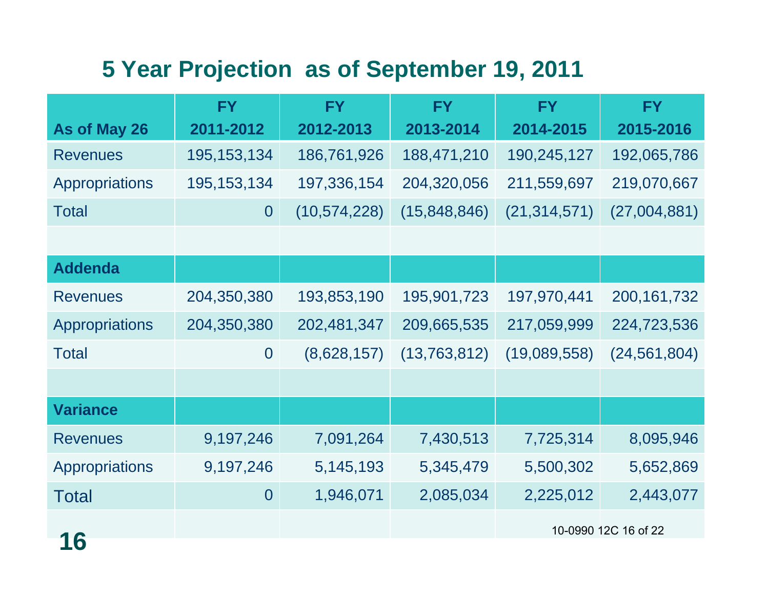# 5 Year Projection as of September 19, 2011

| As of May 26 | FY 2011-2012 | FY 2012-2013 | FY 2013-2014 | FY 2014-2015 | FY 2015-2016 |
|---|---|---|---|---|---|
| Revenues | 195,153,134 | 186,761,926 | 188,471,210 | 190,245,127 | 192,065,786 |
| Appropriations | 195,153,134 | 197,336,154 | 204,320,056 | 211,559,697 | 219,070,667 |
| Total | 0 | (10,574,228) | (15,848,846) | (21,314,571) | (27,004,881) |
| | | | | | |
| **Addenda** | | | | | |
| Revenues | 204,350,380 | 193,853,190 | 195,901,723 | 197,970,441 | 200,161,732 |
| Appropriations | 204,350,380 | 202,481,347 | 209,665,535 | 217,059,999 | 224,723,536 |
| Total | 0 | (8,628,157) | (13,763,812) | (19,089,558) | (24,561,804) |
| | | | | | |
| **Variance** | | | | | |
| Revenues | 9,197,246 | 7,091,264 | 7,430,513 | 7,725,314 | 8,095,946 |
| Appropriations | 9,197,246 | 5,145,193 | 5,345,479 | 5,500,302 | 5,652,869 |
| Total | 0 | 1,946,071 | 2,085,034 | 2,225,012 | 2,443,077 |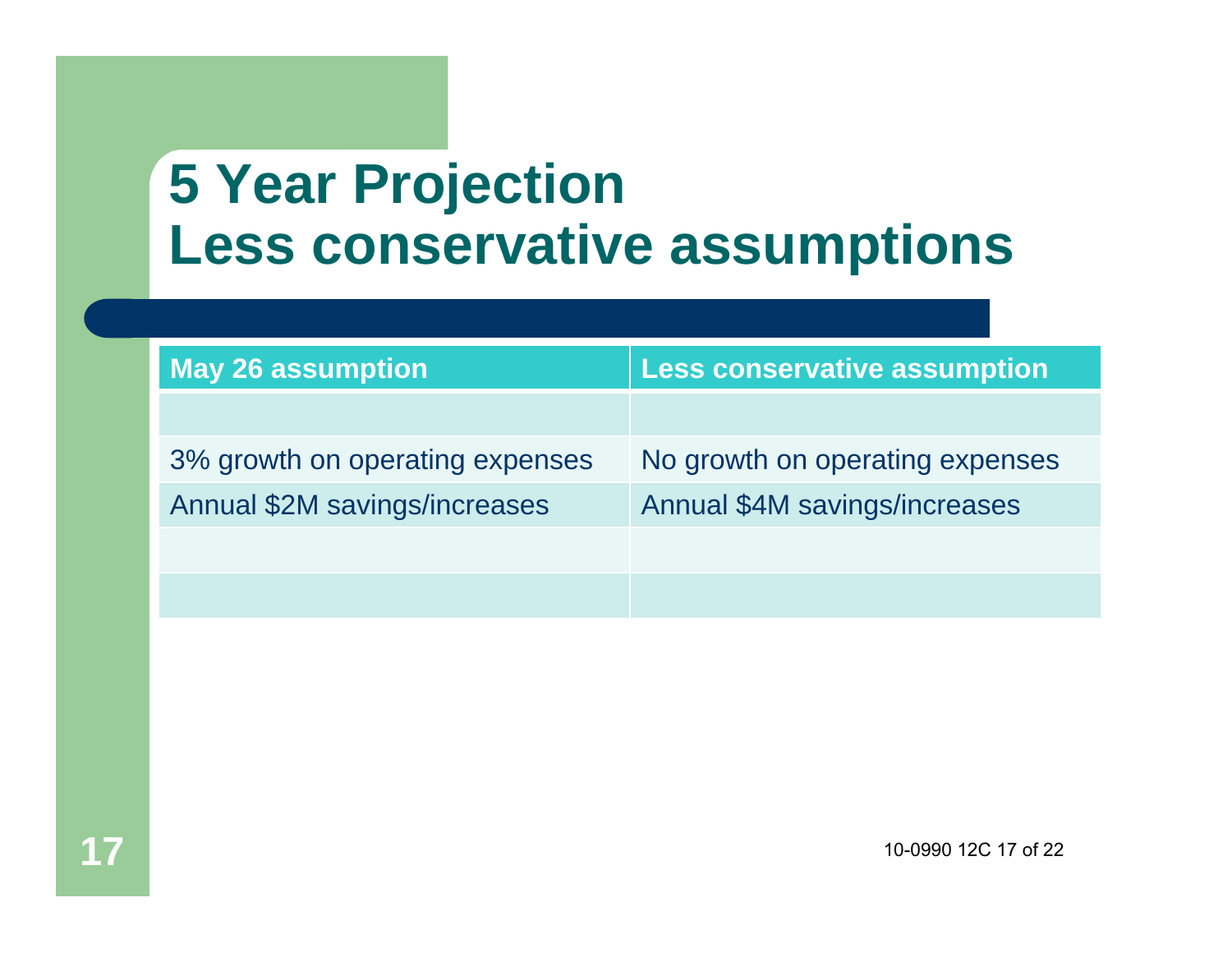# 5 Year Projection
# Less conservative assumptions

| May 26 assumption | Less conservative assumption |
|---|---|
| | |
| 3% growth on operating expenses | No growth on operating expenses |
| Annual $2M savings/increases | Annual $4M savings/increases |
| | |
| | |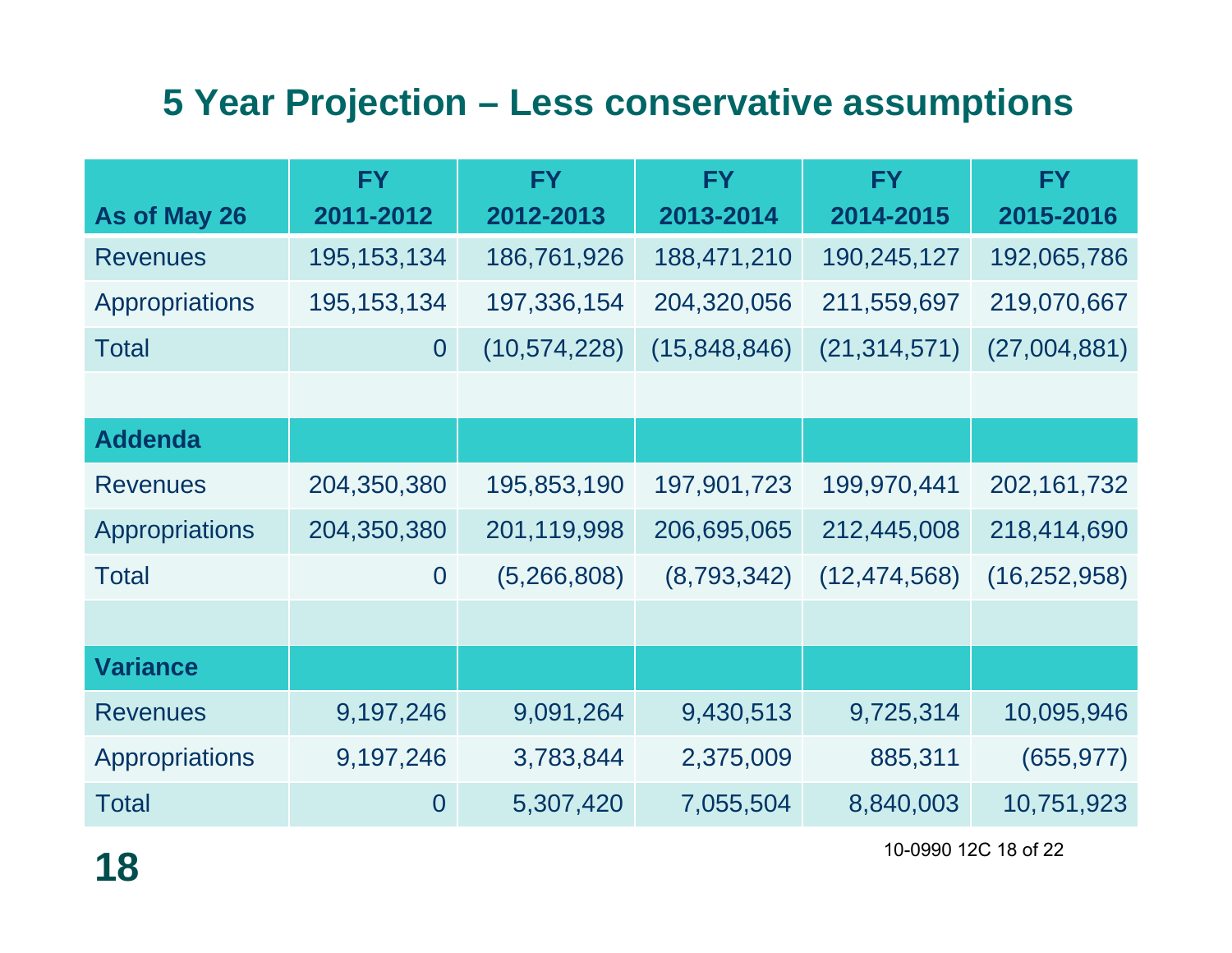# 5 Year Projection – Less conservative assumptions

| As of May 26 | FY 2011-2012 | FY 2012-2013 | FY 2013-2014 | FY 2014-2015 | FY 2015-2016 |
|---|---|---|---|---|---|
| Revenues | 195,153,134 | 186,761,926 | 188,471,210 | 190,245,127 | 192,065,786 |
| Appropriations | 195,153,134 | 197,336,154 | 204,320,056 | 211,559,697 | 219,070,667 |
| Total | 0 | (10,574,228) | (15,848,846) | (21,314,571) | (27,004,881) |
| | | | | | |
| **Addenda** | | | | | |
| Revenues | 204,350,380 | 195,853,190 | 197,901,723 | 199,970,441 | 202,161,732 |
| Appropriations | 204,350,380 | 201,119,998 | 206,695,065 | 212,445,008 | 218,414,690 |
| Total | 0 | (5,266,808) | (8,793,342) | (12,474,568) | (16,252,958) |
| | | | | | |
| **Variance** | | | | | |
| Revenues | 9,197,246 | 9,091,264 | 9,430,513 | 9,725,314 | 10,095,946 |
| Appropriations | 9,197,246 | 3,783,844 | 2,375,009 | 885,311 | (655,977) |
| Total | 0 | 5,307,420 | 7,055,504 | 8,840,003 | 10,751,923 |

10-0990 12C 18 of 22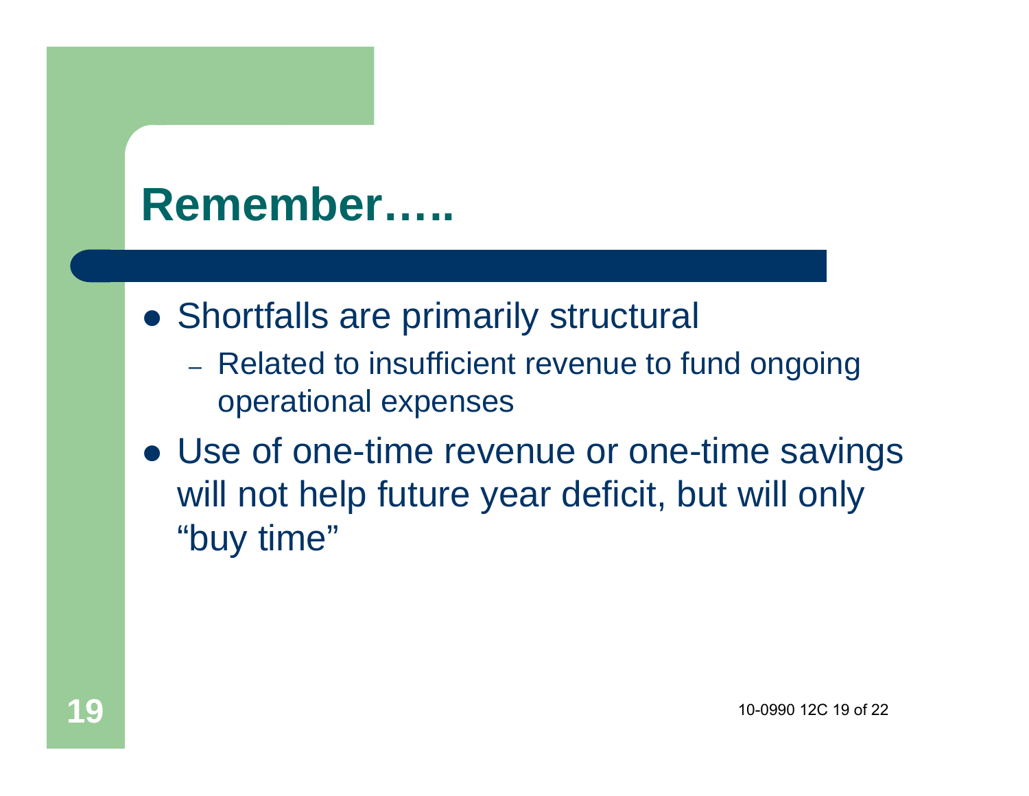# Remember…..

- Shortfalls are primarily structural
  - Related to insufficient revenue to fund ongoing operational expenses
- Use of one-time revenue or one-time savings will not help future year deficit, but will only “buy time”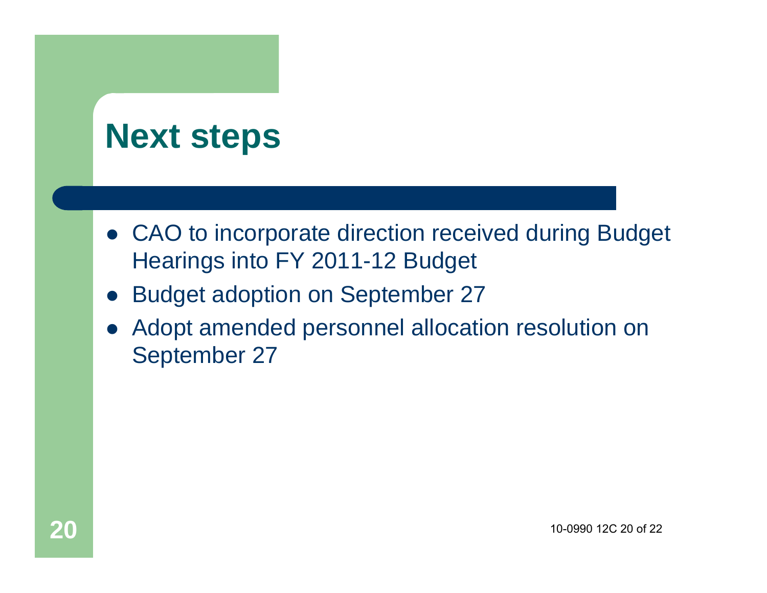# Next steps

- CAO to incorporate direction received during Budget Hearings into FY 2011-12 Budget
- Budget adoption on September 27
- Adopt amended personnel allocation resolution on September 27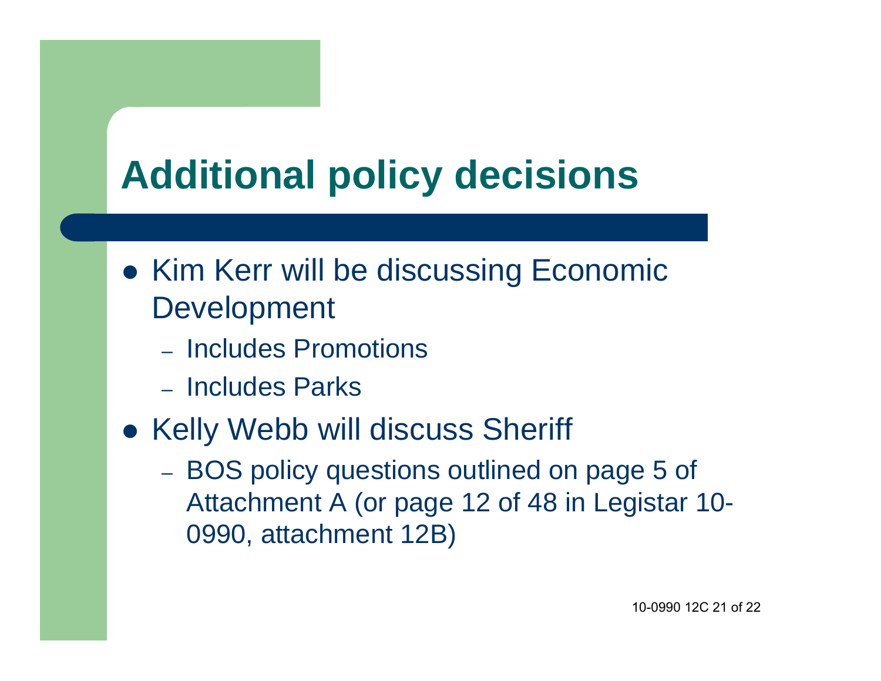# Additional policy decisions

- Kim Kerr will be discussing Economic Development
  - Includes Promotions
  - Includes Parks
- Kelly Webb will discuss Sheriff
  - BOS policy questions outlined on page 5 of Attachment A (or page 12 of 48 in Legistar 10-0990, attachment 12B)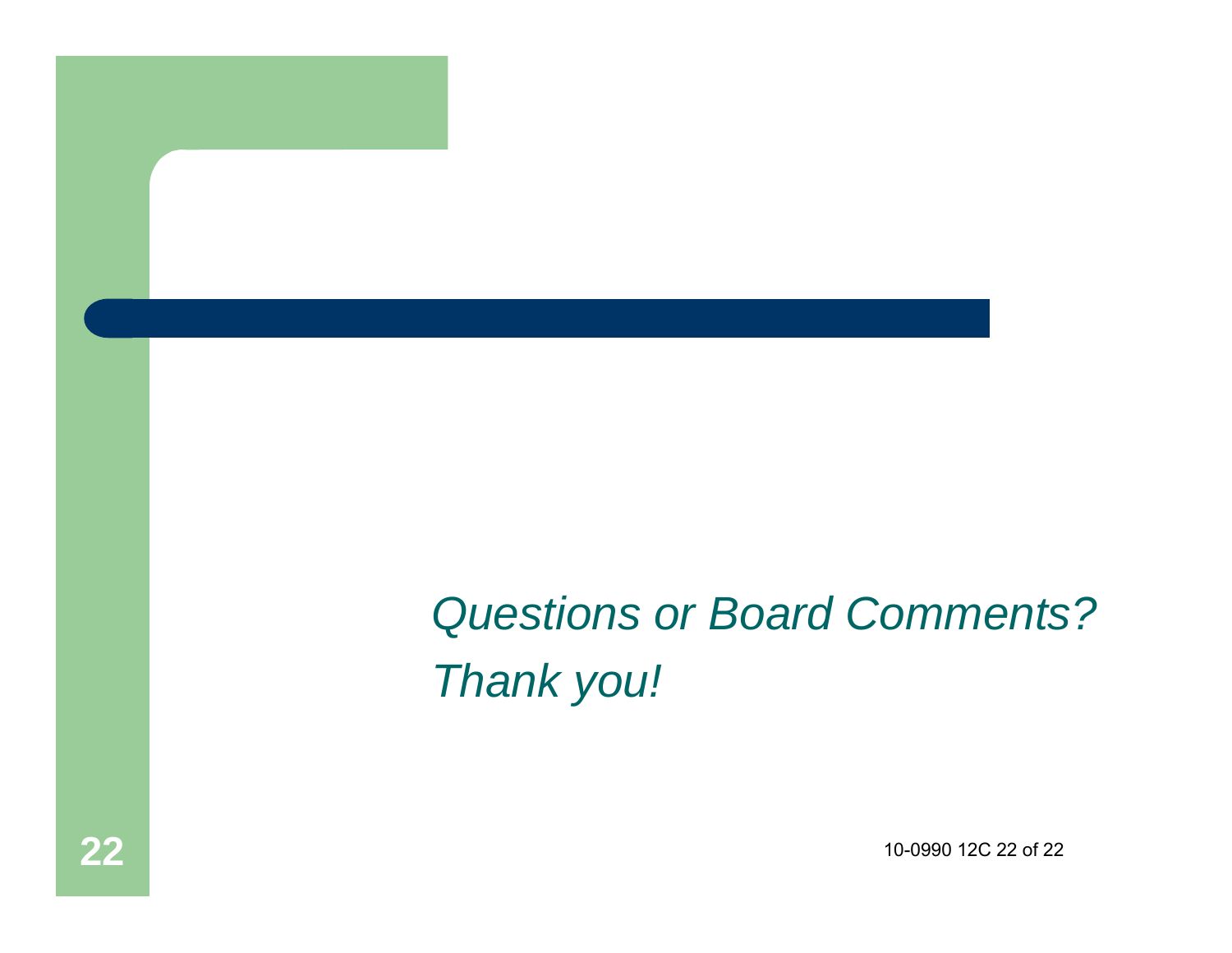*Questions or Board Comments?*

*Thank you!*